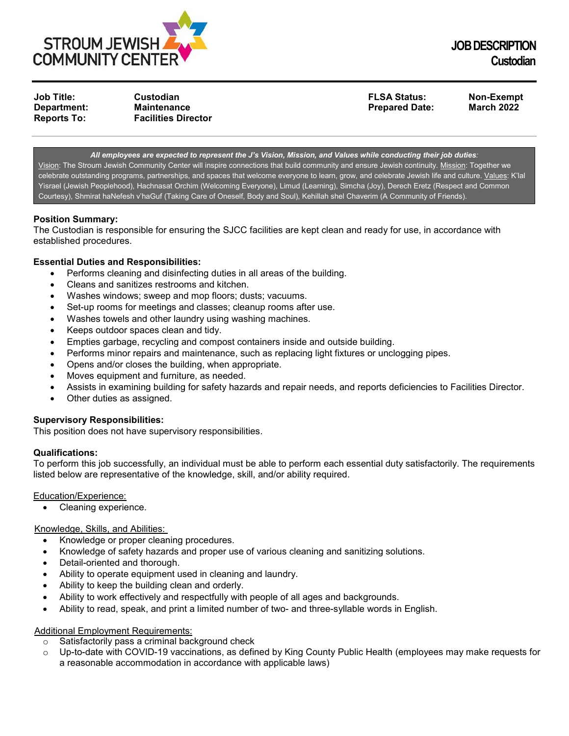STROUM JEWISH COMMUNITY CENTER

# JOB DESCRIPTION
## Custodian

| | | | |
|---|---|---|---|
| **Job Title:** | **Custodian** | **FLSA Status:** | **Non-Exempt** |
| **Department:** | **Maintenance** | **Prepared Date:** | **March 2022** |
| **Reports To:** | **Facilities Director** | | |

***All employees are expected to represent the J's Vision, Mission, and Values while conducting their job duties:***
Vision: The Stroum Jewish Community Center will inspire connections that build community and ensure Jewish continuity. Mission: Together we celebrate outstanding programs, partnerships, and spaces that welcome everyone to learn, grow, and celebrate Jewish life and culture. Values: K'lal Yisrael (Jewish Peoplehood), Hachnasat Orchim (Welcoming Everyone), Limud (Learning), Simcha (Joy), Derech Eretz (Respect and Common Courtesy), Shmirat haNefesh v'haGuf (Taking Care of Oneself, Body and Soul), Kehillah shel Chaverim (A Community of Friends).

**Position Summary:**
The Custodian is responsible for ensuring the SJCC facilities are kept clean and ready for use, in accordance with established procedures.

**Essential Duties and Responsibilities:**

- Performs cleaning and disinfecting duties in all areas of the building.
- Cleans and sanitizes restrooms and kitchen.
- Washes windows; sweep and mop floors; dusts; vacuums.
- Set-up rooms for meetings and classes; cleanup rooms after use.
- Washes towels and other laundry using washing machines.
- Keeps outdoor spaces clean and tidy.
- Empties garbage, recycling and compost containers inside and outside building.
- Performs minor repairs and maintenance, such as replacing light fixtures or unclogging pipes.
- Opens and/or closes the building, when appropriate.
- Moves equipment and furniture, as needed.
- Assists in examining building for safety hazards and repair needs, and reports deficiencies to Facilities Director.
- Other duties as assigned.

**Supervisory Responsibilities:**
This position does not have supervisory responsibilities.

**Qualifications:**
To perform this job successfully, an individual must be able to perform each essential duty satisfactorily. The requirements listed below are representative of the knowledge, skill, and/or ability required.

Education/Experience:

- Cleaning experience.

Knowledge, Skills, and Abilities:

- Knowledge or proper cleaning procedures.
- Knowledge of safety hazards and proper use of various cleaning and sanitizing solutions.
- Detail-oriented and thorough.
- Ability to operate equipment used in cleaning and laundry.
- Ability to keep the building clean and orderly.
- Ability to work effectively and respectfully with people of all ages and backgrounds.
- Ability to read, speak, and print a limited number of two- and three-syllable words in English.

Additional Employment Requirements:

- Satisfactorily pass a criminal background check
- Up-to-date with COVID-19 vaccinations, as defined by King County Public Health (employees may make requests for a reasonable accommodation in accordance with applicable laws)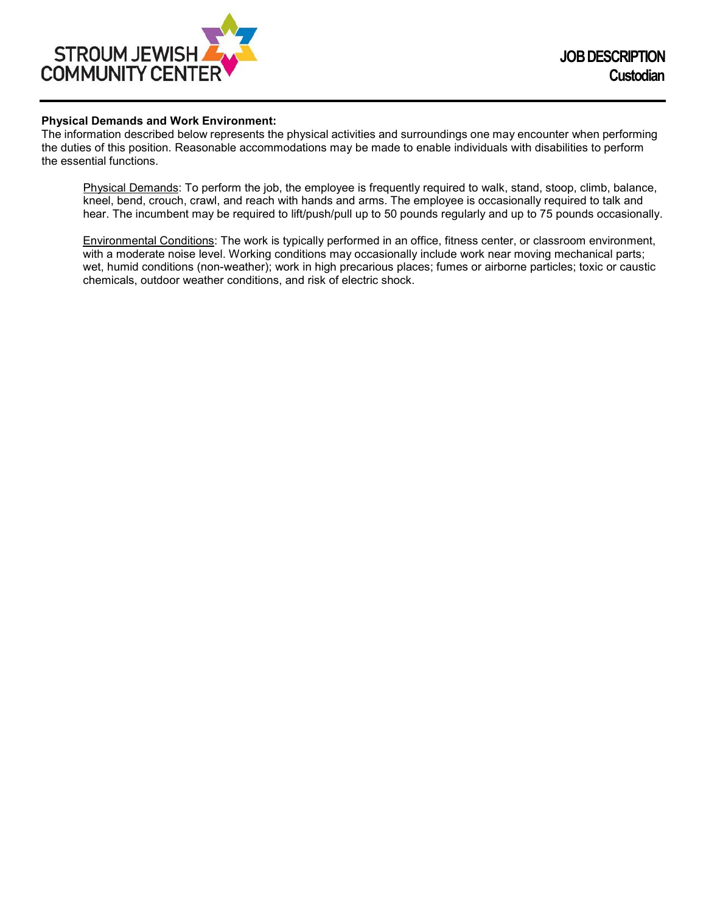**Physical Demands and Work Environment:**

The information described below represents the physical activities and surroundings one may encounter when performing the duties of this position. Reasonable accommodations may be made to enable individuals with disabilities to perform the essential functions.

Physical Demands: To perform the job, the employee is frequently required to walk, stand, stoop, climb, balance, kneel, bend, crouch, crawl, and reach with hands and arms. The employee is occasionally required to talk and hear. The incumbent may be required to lift/push/pull up to 50 pounds regularly and up to 75 pounds occasionally.

Environmental Conditions: The work is typically performed in an office, fitness center, or classroom environment, with a moderate noise level. Working conditions may occasionally include work near moving mechanical parts; wet, humid conditions (non-weather); work in high precarious places; fumes or airborne particles; toxic or caustic chemicals, outdoor weather conditions, and risk of electric shock.